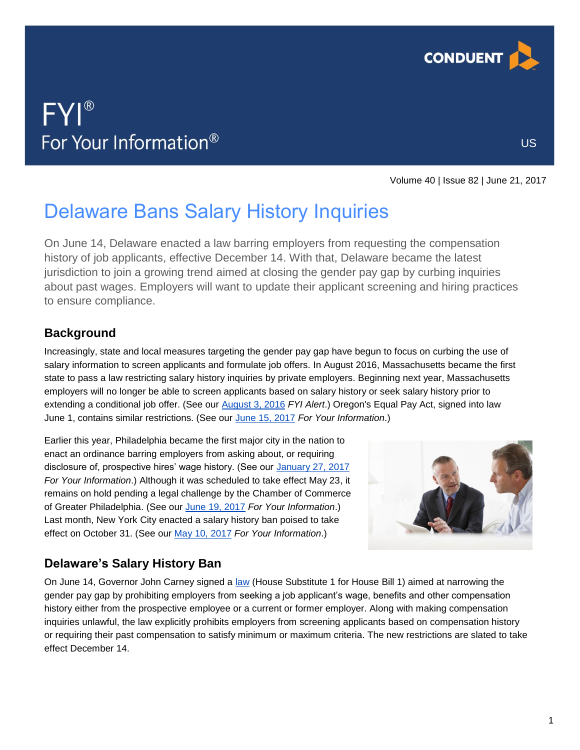FYI®
For Your Information®

US

Volume 40 | Issue 82 | June 21, 2017

# Delaware Bans Salary History Inquiries

On June 14, Delaware enacted a law barring employers from requesting the compensation history of job applicants, effective December 14. With that, Delaware became the latest jurisdiction to join a growing trend aimed at closing the gender pay gap by curbing inquiries about past wages. Employers will want to update their applicant screening and hiring practices to ensure compliance.

## Background

Increasingly, state and local measures targeting the gender pay gap have begun to focus on curbing the use of salary information to screen applicants and formulate job offers. In August 2016, Massachusetts became the first state to pass a law restricting salary history inquiries by private employers. Beginning next year, Massachusetts employers will no longer be able to screen applicants based on salary history or seek salary history prior to extending a conditional job offer. (See our August 3, 2016 *FYI Alert*.) Oregon's Equal Pay Act, signed into law June 1, contains similar restrictions. (See our June 15, 2017 *For Your Information*.)

Earlier this year, Philadelphia became the first major city in the nation to enact an ordinance barring employers from asking about, or requiring disclosure of, prospective hires' wage history. (See our January 27, 2017 *For Your Information*.) Although it was scheduled to take effect May 23, it remains on hold pending a legal challenge by the Chamber of Commerce of Greater Philadelphia. (See our June 19, 2017 *For Your Information*.) Last month, New York City enacted a salary history ban poised to take effect on October 31. (See our May 10, 2017 *For Your Information*.)

## Delaware's Salary History Ban

On June 14, Governor John Carney signed a law (House Substitute 1 for House Bill 1) aimed at narrowing the gender pay gap by prohibiting employers from seeking a job applicant's wage, benefits and other compensation history either from the prospective employee or a current or former employer. Along with making compensation inquiries unlawful, the law explicitly prohibits employers from screening applicants based on compensation history or requiring their past compensation to satisfy minimum or maximum criteria. The new restrictions are slated to take effect December 14.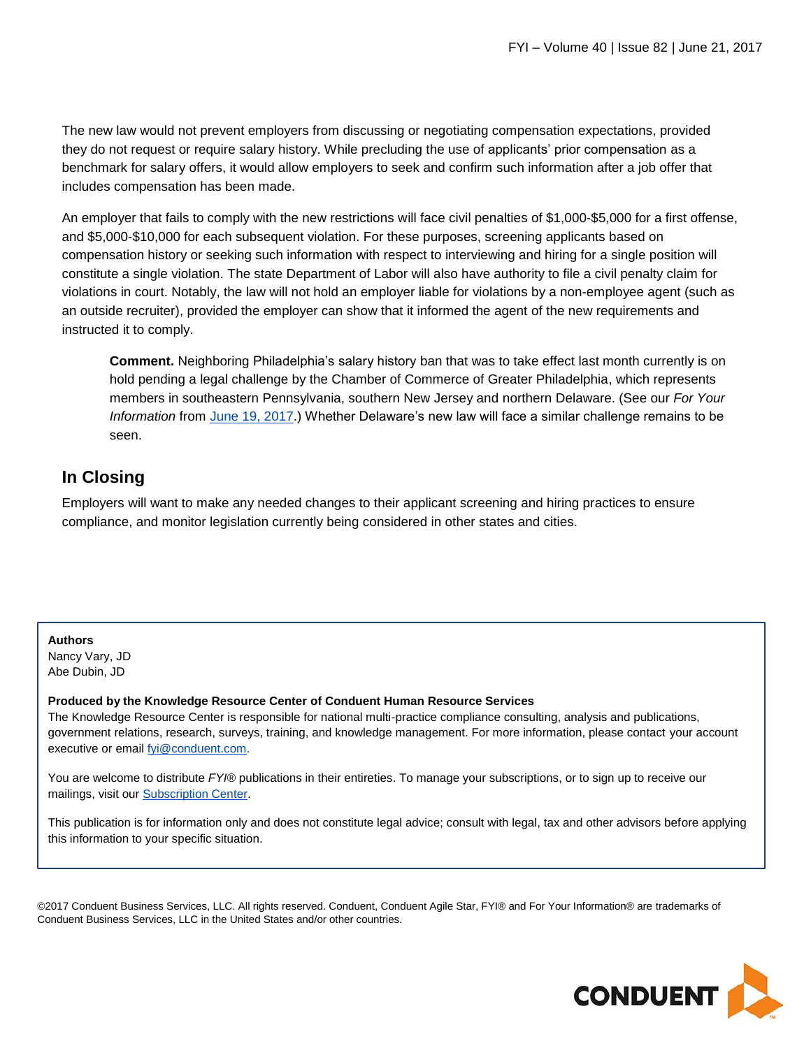The new law would not prevent employers from discussing or negotiating compensation expectations, provided they do not request or require salary history. While precluding the use of applicants' prior compensation as a benchmark for salary offers, it would allow employers to seek and confirm such information after a job offer that includes compensation has been made.

An employer that fails to comply with the new restrictions will face civil penalties of $1,000-$5,000 for a first offense, and $5,000-$10,000 for each subsequent violation. For these purposes, screening applicants based on compensation history or seeking such information with respect to interviewing and hiring for a single position will constitute a single violation. The state Department of Labor will also have authority to file a civil penalty claim for violations in court. Notably, the law will not hold an employer liable for violations by a non-employee agent (such as an outside recruiter), provided the employer can show that it informed the agent of the new requirements and instructed it to comply.

> **Comment.** Neighboring Philadelphia's salary history ban that was to take effect last month currently is on hold pending a legal challenge by the Chamber of Commerce of Greater Philadelphia, which represents members in southeastern Pennsylvania, southern New Jersey and northern Delaware. (See our *For Your Information* from [June 19, 2017](#).) Whether Delaware's new law will face a similar challenge remains to be seen.

## In Closing

Employers will want to make any needed changes to their applicant screening and hiring practices to ensure compliance, and monitor legislation currently being considered in other states and cities.

**Authors**
Nancy Vary, JD
Abe Dubin, JD

**Produced by the Knowledge Resource Center of Conduent Human Resource Services**
The Knowledge Resource Center is responsible for national multi-practice compliance consulting, analysis and publications, government relations, research, surveys, training, and knowledge management. For more information, please contact your account executive or email [fyi@conduent.com](mailto:fyi@conduent.com).

You are welcome to distribute *FYI*® publications in their entireties. To manage your subscriptions, or to sign up to receive our mailings, visit our [Subscription Center](#).

This publication is for information only and does not constitute legal advice; consult with legal, tax and other advisors before applying this information to your specific situation.

©2017 Conduent Business Services, LLC. All rights reserved. Conduent, Conduent Agile Star, FYI® and For Your Information® are trademarks of Conduent Business Services, LLC in the United States and/or other countries.